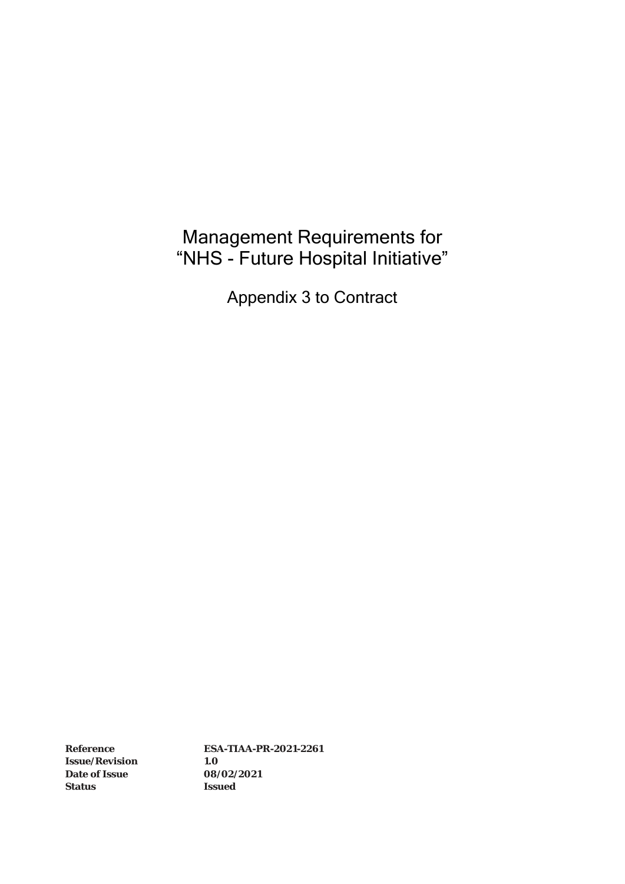# Management Requirements for “NHS - Future Hospital Initiative”

## Appendix 3 to Contract

| | |
|---|---|
| **Reference** | **ESA-TIAA-PR-2021-2261** |
| **Issue/Revision** | **1.0** |
| **Date of Issue** | **08/02/2021** |
| **Status** | **Issued** |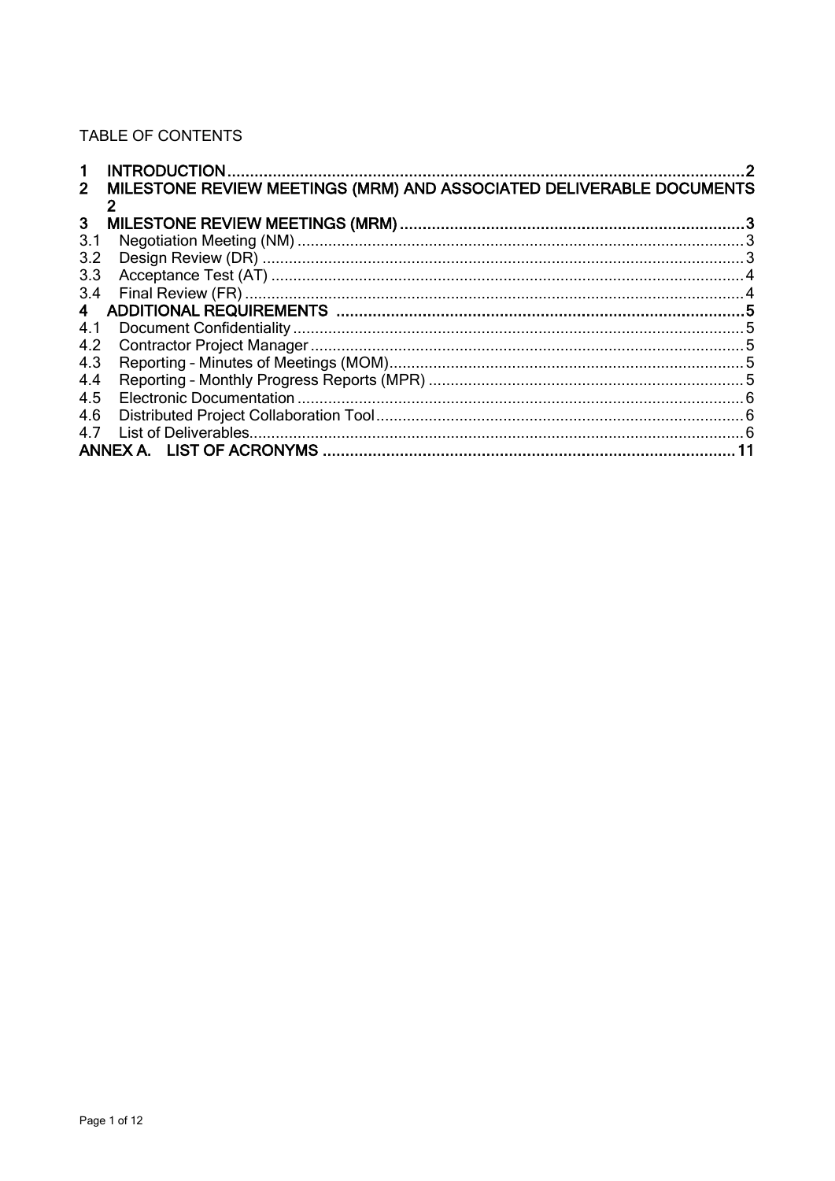TABLE OF CONTENTS

| | | |
|---|---|---|
| **1** | **INTRODUCTION** | **2** |
| **2** | **MILESTONE REVIEW MEETINGS (MRM) AND ASSOCIATED DELIVERABLE DOCUMENTS** | **2** |
| **3** | **MILESTONE REVIEW MEETINGS (MRM)** | **3** |
| 3.1 | Negotiation Meeting (NM) | 3 |
| 3.2 | Design Review (DR) | 3 |
| 3.3 | Acceptance Test (AT) | 4 |
| 3.4 | Final Review (FR) | 4 |
| **4** | **ADDITIONAL REQUIREMENTS** | **5** |
| 4.1 | Document Confidentiality | 5 |
| 4.2 | Contractor Project Manager | 5 |
| 4.3 | Reporting – Minutes of Meetings (MOM) | 5 |
| 4.4 | Reporting – Monthly Progress Reports (MPR) | 5 |
| 4.5 | Electronic Documentation | 6 |
| 4.6 | Distributed Project Collaboration Tool | 6 |
| 4.7 | List of Deliverables | 6 |
| **ANNEX A.** | **LIST OF ACRONYMS** | **11** |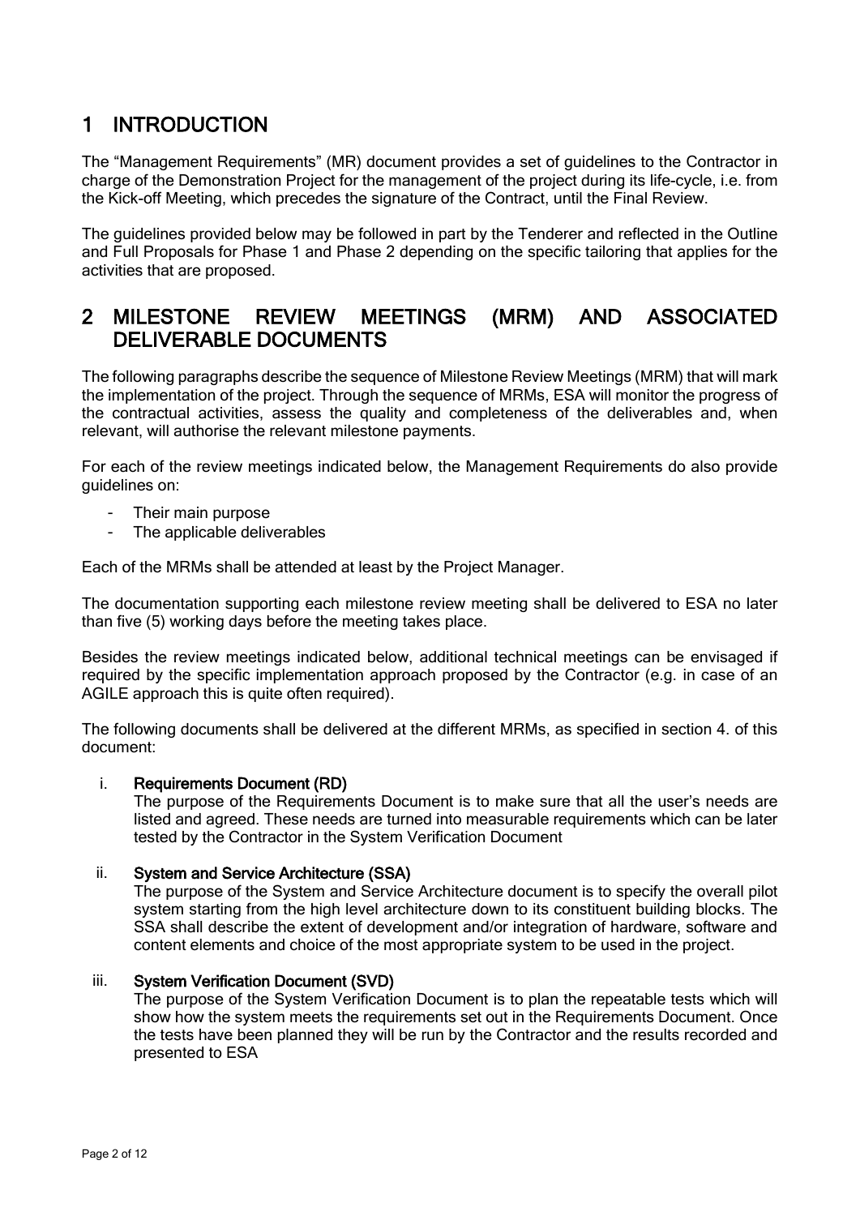# 1 INTRODUCTION

The "Management Requirements" (MR) document provides a set of guidelines to the Contractor in charge of the Demonstration Project for the management of the project during its life-cycle, i.e. from the Kick-off Meeting, which precedes the signature of the Contract, until the Final Review.

The guidelines provided below may be followed in part by the Tenderer and reflected in the Outline and Full Proposals for Phase 1 and Phase 2 depending on the specific tailoring that applies for the activities that are proposed.

# 2 MILESTONE REVIEW MEETINGS (MRM) AND ASSOCIATED DELIVERABLE DOCUMENTS

The following paragraphs describe the sequence of Milestone Review Meetings (MRM) that will mark the implementation of the project. Through the sequence of MRMs, ESA will monitor the progress of the contractual activities, assess the quality and completeness of the deliverables and, when relevant, will authorise the relevant milestone payments.

For each of the review meetings indicated below, the Management Requirements do also provide guidelines on:

- Their main purpose
- The applicable deliverables

Each of the MRMs shall be attended at least by the Project Manager.

The documentation supporting each milestone review meeting shall be delivered to ESA no later than five (5) working days before the meeting takes place.

Besides the review meetings indicated below, additional technical meetings can be envisaged if required by the specific implementation approach proposed by the Contractor (e.g. in case of an AGILE approach this is quite often required).

The following documents shall be delivered at the different MRMs, as specified in section 4. of this document:

i. **Requirements Document (RD)**
   The purpose of the Requirements Document is to make sure that all the user's needs are listed and agreed. These needs are turned into measurable requirements which can be later tested by the Contractor in the System Verification Document

ii. **System and Service Architecture (SSA)**
   The purpose of the System and Service Architecture document is to specify the overall pilot system starting from the high level architecture down to its constituent building blocks. The SSA shall describe the extent of development and/or integration of hardware, software and content elements and choice of the most appropriate system to be used in the project.

iii. **System Verification Document (SVD)**
   The purpose of the System Verification Document is to plan the repeatable tests which will show how the system meets the requirements set out in the Requirements Document. Once the tests have been planned they will be run by the Contractor and the results recorded and presented to ESA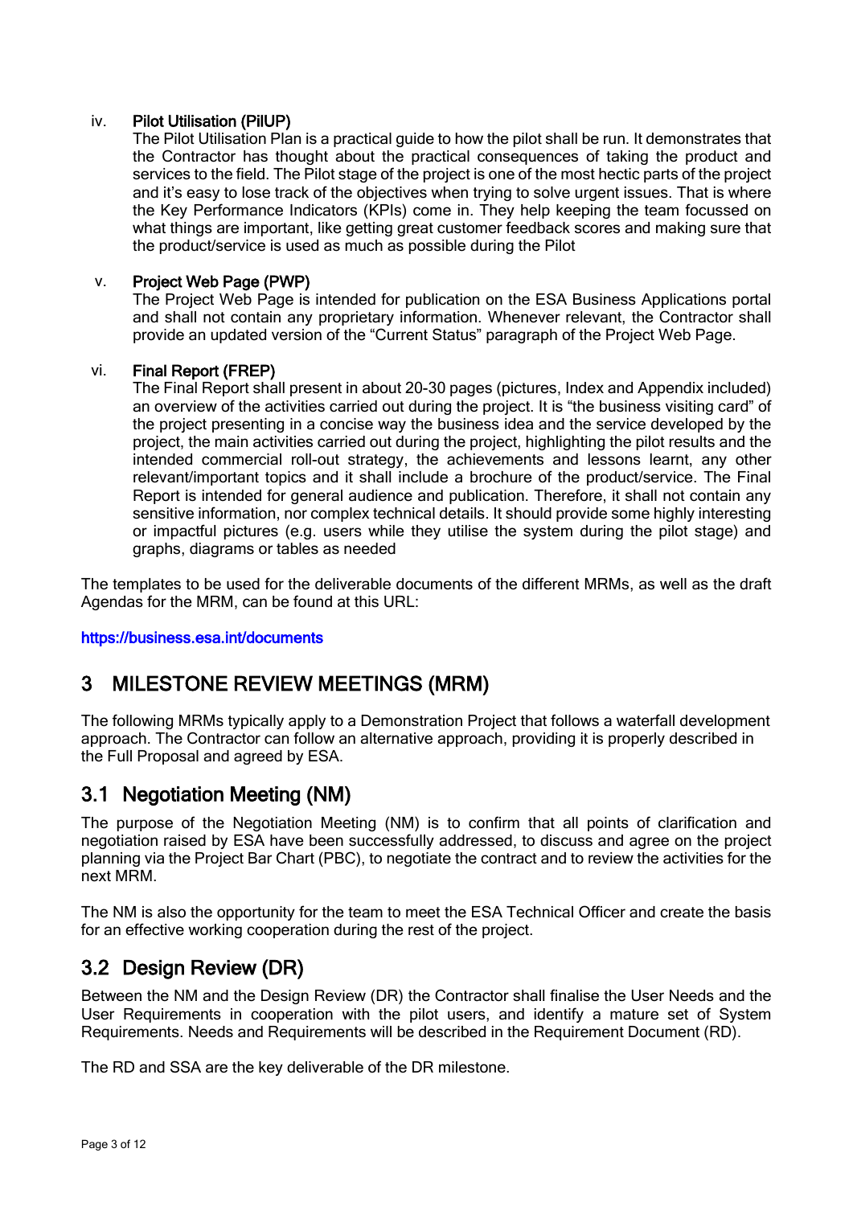iv. **Pilot Utilisation (PilUP)**

The Pilot Utilisation Plan is a practical guide to how the pilot shall be run. It demonstrates that the Contractor has thought about the practical consequences of taking the product and services to the field. The Pilot stage of the project is one of the most hectic parts of the project and it's easy to lose track of the objectives when trying to solve urgent issues. That is where the Key Performance Indicators (KPIs) come in. They help keeping the team focussed on what things are important, like getting great customer feedback scores and making sure that the product/service is used as much as possible during the Pilot

v. **Project Web Page (PWP)**

The Project Web Page is intended for publication on the ESA Business Applications portal and shall not contain any proprietary information. Whenever relevant, the Contractor shall provide an updated version of the "Current Status" paragraph of the Project Web Page.

vi. **Final Report (FREP)**

The Final Report shall present in about 20-30 pages (pictures, Index and Appendix included) an overview of the activities carried out during the project. It is "the business visiting card" of the project presenting in a concise way the business idea and the service developed by the project, the main activities carried out during the project, highlighting the pilot results and the intended commercial roll-out strategy, the achievements and lessons learnt, any other relevant/important topics and it shall include a brochure of the product/service. The Final Report is intended for general audience and publication. Therefore, it shall not contain any sensitive information, nor complex technical details. It should provide some highly interesting or impactful pictures (e.g. users while they utilise the system during the pilot stage) and graphs, diagrams or tables as needed

The templates to be used for the deliverable documents of the different MRMs, as well as the draft Agendas for the MRM, can be found at this URL:

https://business.esa.int/documents

# 3 MILESTONE REVIEW MEETINGS (MRM)

The following MRMs typically apply to a Demonstration Project that follows a waterfall development approach. The Contractor can follow an alternative approach, providing it is properly described in the Full Proposal and agreed by ESA.

## 3.1 Negotiation Meeting (NM)

The purpose of the Negotiation Meeting (NM) is to confirm that all points of clarification and negotiation raised by ESA have been successfully addressed, to discuss and agree on the project planning via the Project Bar Chart (PBC), to negotiate the contract and to review the activities for the next MRM.

The NM is also the opportunity for the team to meet the ESA Technical Officer and create the basis for an effective working cooperation during the rest of the project.

## 3.2 Design Review (DR)

Between the NM and the Design Review (DR) the Contractor shall finalise the User Needs and the User Requirements in cooperation with the pilot users, and identify a mature set of System Requirements. Needs and Requirements will be described in the Requirement Document (RD).

The RD and SSA are the key deliverable of the DR milestone.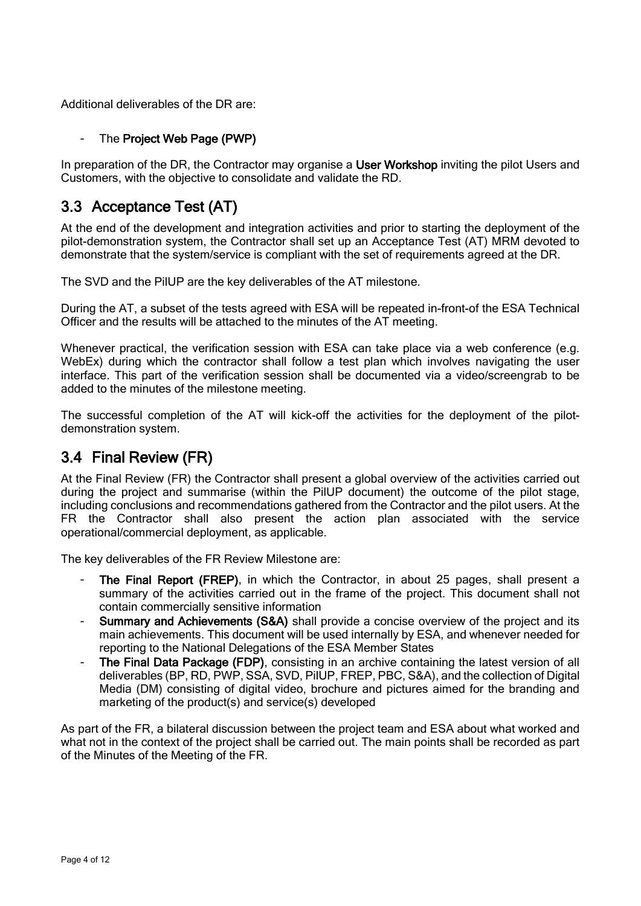Additional deliverables of the DR are:

- The **Project Web Page (PWP)**

In preparation of the DR, the Contractor may organise a **User Workshop** inviting the pilot Users and Customers, with the objective to consolidate and validate the RD.

## 3.3 Acceptance Test (AT)

At the end of the development and integration activities and prior to starting the deployment of the pilot-demonstration system, the Contractor shall set up an Acceptance Test (AT) MRM devoted to demonstrate that the system/service is compliant with the set of requirements agreed at the DR.

The SVD and the PilUP are the key deliverables of the AT milestone.

During the AT, a subset of the tests agreed with ESA will be repeated in-front-of the ESA Technical Officer and the results will be attached to the minutes of the AT meeting.

Whenever practical, the verification session with ESA can take place via a web conference (e.g. WebEx) during which the contractor shall follow a test plan which involves navigating the user interface. This part of the verification session shall be documented via a video/screengrab to be added to the minutes of the milestone meeting.

The successful completion of the AT will kick-off the activities for the deployment of the pilot-demonstration system.

## 3.4 Final Review (FR)

At the Final Review (FR) the Contractor shall present a global overview of the activities carried out during the project and summarise (within the PilUP document) the outcome of the pilot stage, including conclusions and recommendations gathered from the Contractor and the pilot users. At the FR the Contractor shall also present the action plan associated with the service operational/commercial deployment, as applicable.

The key deliverables of the FR Review Milestone are:

- **The Final Report (FREP)**, in which the Contractor, in about 25 pages, shall present a summary of the activities carried out in the frame of the project. This document shall not contain commercially sensitive information
- **Summary and Achievements (S&A)** shall provide a concise overview of the project and its main achievements. This document will be used internally by ESA, and whenever needed for reporting to the National Delegations of the ESA Member States
- **The Final Data Package (FDP)**, consisting in an archive containing the latest version of all deliverables (BP, RD, PWP, SSA, SVD, PilUP, FREP, PBC, S&A), and the collection of Digital Media (DM) consisting of digital video, brochure and pictures aimed for the branding and marketing of the product(s) and service(s) developed

As part of the FR, a bilateral discussion between the project team and ESA about what worked and what not in the context of the project shall be carried out. The main points shall be recorded as part of the Minutes of the Meeting of the FR.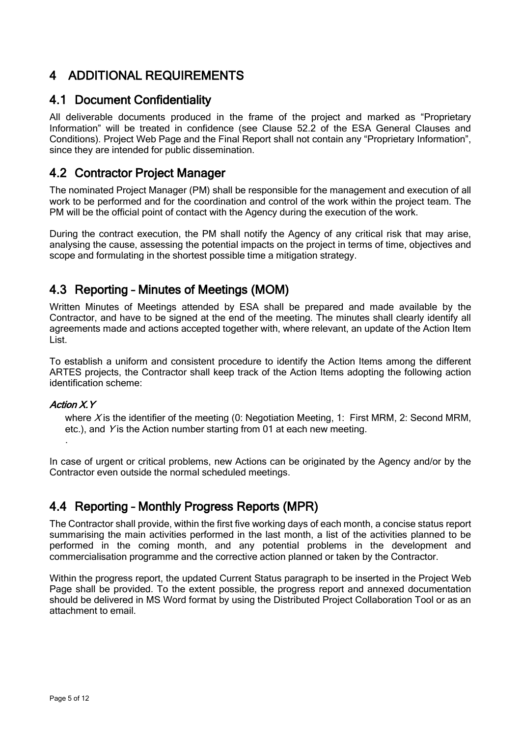# 4 ADDITIONAL REQUIREMENTS

## 4.1 Document Confidentiality

All deliverable documents produced in the frame of the project and marked as "Proprietary Information" will be treated in confidence (see Clause 52.2 of the ESA General Clauses and Conditions). Project Web Page and the Final Report shall not contain any "Proprietary Information", since they are intended for public dissemination.

## 4.2 Contractor Project Manager

The nominated Project Manager (PM) shall be responsible for the management and execution of all work to be performed and for the coordination and control of the work within the project team. The PM will be the official point of contact with the Agency during the execution of the work.

During the contract execution, the PM shall notify the Agency of any critical risk that may arise, analysing the cause, assessing the potential impacts on the project in terms of time, objectives and scope and formulating in the shortest possible time a mitigation strategy.

## 4.3 Reporting – Minutes of Meetings (MOM)

Written Minutes of Meetings attended by ESA shall be prepared and made available by the Contractor, and have to be signed at the end of the meeting. The minutes shall clearly identify all agreements made and actions accepted together with, where relevant, an update of the Action Item List.

To establish a uniform and consistent procedure to identify the Action Items among the different ARTES projects, the Contractor shall keep track of the Action Items adopting the following action identification scheme:

#### *Action X.Y*

where *X* is the identifier of the meeting (0: Negotiation Meeting, 1: First MRM, 2: Second MRM, etc.), and *Y* is the Action number starting from 01 at each new meeting.

.

In case of urgent or critical problems, new Actions can be originated by the Agency and/or by the Contractor even outside the normal scheduled meetings.

## 4.4 Reporting – Monthly Progress Reports (MPR)

The Contractor shall provide, within the first five working days of each month, a concise status report summarising the main activities performed in the last month, a list of the activities planned to be performed in the coming month, and any potential problems in the development and commercialisation programme and the corrective action planned or taken by the Contractor.

Within the progress report, the updated Current Status paragraph to be inserted in the Project Web Page shall be provided. To the extent possible, the progress report and annexed documentation should be delivered in MS Word format by using the Distributed Project Collaboration Tool or as an attachment to email.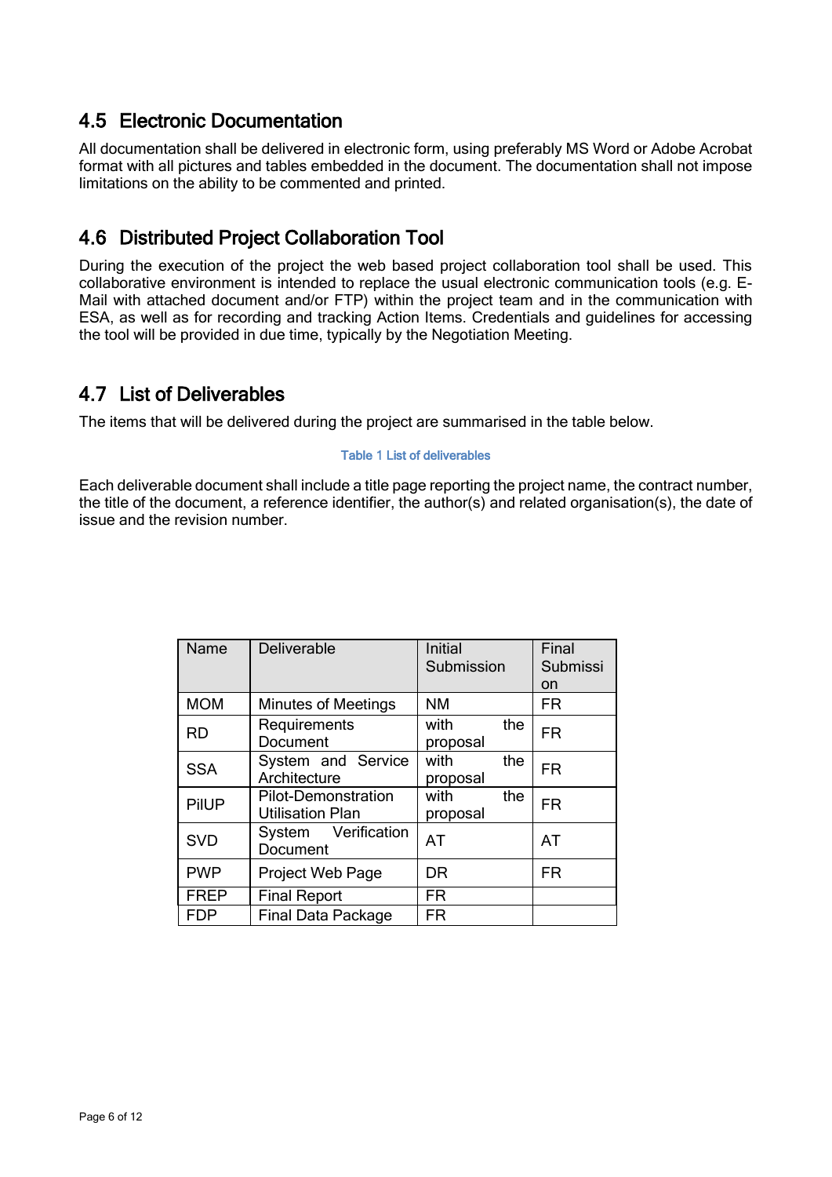## 4.5 Electronic Documentation

All documentation shall be delivered in electronic form, using preferably MS Word or Adobe Acrobat format with all pictures and tables embedded in the document. The documentation shall not impose limitations on the ability to be commented and printed.

## 4.6 Distributed Project Collaboration Tool

During the execution of the project the web based project collaboration tool shall be used. This collaborative environment is intended to replace the usual electronic communication tools (e.g. E-Mail with attached document and/or FTP) within the project team and in the communication with ESA, as well as for recording and tracking Action Items. Credentials and guidelines for accessing the tool will be provided in due time, typically by the Negotiation Meeting.

## 4.7 List of Deliverables

The items that will be delivered during the project are summarised in the table below.

Table 1 List of deliverables

Each deliverable document shall include a title page reporting the project name, the contract number, the title of the document, a reference identifier, the author(s) and related organisation(s), the date of issue and the revision number.

| Name | Deliverable | Initial Submission | Final Submission |
|---|---|---|---|
| MOM | Minutes of Meetings | NM | FR |
| RD | Requirements Document | with the proposal | FR |
| SSA | System and Service Architecture | with the proposal | FR |
| PilUP | Pilot-Demonstration Utilisation Plan | with the proposal | FR |
| SVD | System Verification Document | AT | AT |
| PWP | Project Web Page | DR | FR |
| FREP | Final Report | FR | |
| FDP | Final Data Package | FR | |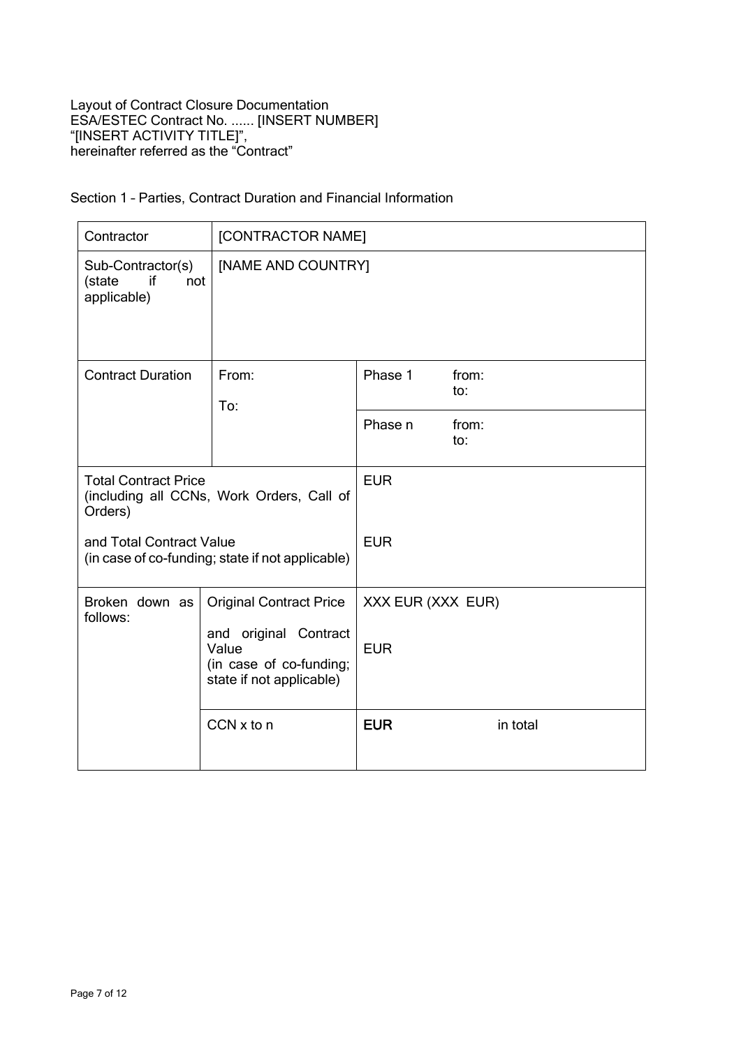Layout of Contract Closure Documentation
ESA/ESTEC Contract No. ...... [INSERT NUMBER]
"[INSERT ACTIVITY TITLE]",
hereinafter referred as the "Contract"

Section 1 – Parties, Contract Duration and Financial Information

| | | | |
|---|---|---|---|
| Contractor | [CONTRACTOR NAME] | | |
| Sub-Contractor(s) (state if not applicable) | [NAME AND COUNTRY] | | |
| Contract Duration | From:<br>To: | Phase 1 | from:<br>to: |
| | | Phase n | from:<br>to: |
| Total Contract Price (including all CCNs, Work Orders, Call of Orders)<br><br>and Total Contract Value (in case of co-funding; state if not applicable) | | EUR<br><br>EUR | |
| Broken down as follows: | Original Contract Price<br><br>and original Contract Value (in case of co-funding; state if not applicable) | XXX EUR (XXX EUR)<br><br>EUR | |
| | CCN x to n | **EUR** | in total |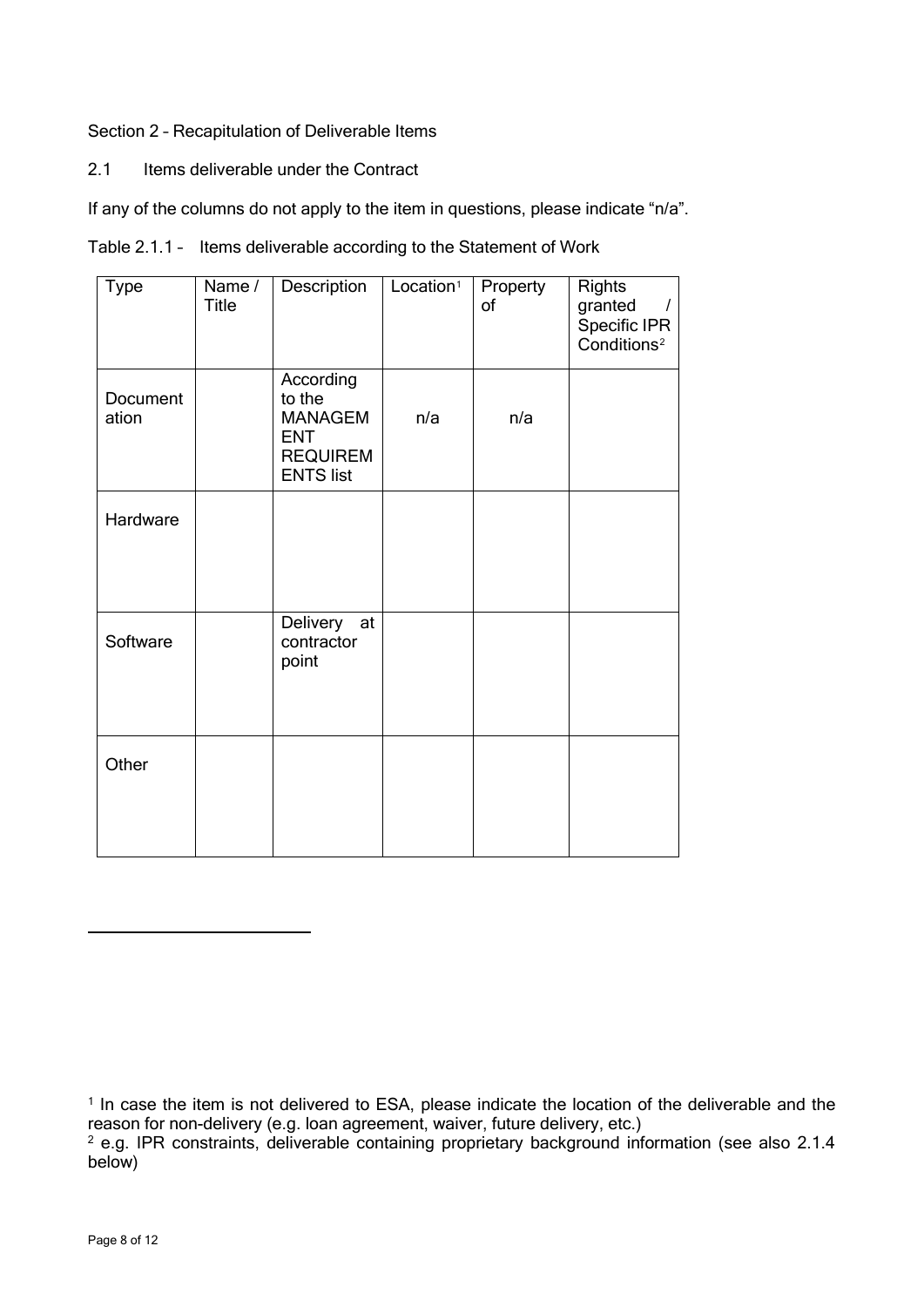Section 2 – Recapitulation of Deliverable Items

2.1 Items deliverable under the Contract

If any of the columns do not apply to the item in questions, please indicate "n/a".

Table 2.1.1 – Items deliverable according to the Statement of Work

| Type | Name / Title | Description | Location[1] | Property of | Rights granted / Specific IPR Conditions[2] |
|---|---|---|---|---|---|
| Documentation | | According to the MANAGEMENT REQUIREMENTS list | n/a | n/a | |
| Hardware | | | | | |
| Software | | Delivery at contractor point | | | |
| Other | | | | | |

[1] In case the item is not delivered to ESA, please indicate the location of the deliverable and the reason for non-delivery (e.g. loan agreement, waiver, future delivery, etc.)

[2] e.g. IPR constraints, deliverable containing proprietary background information (see also 2.1.4 below)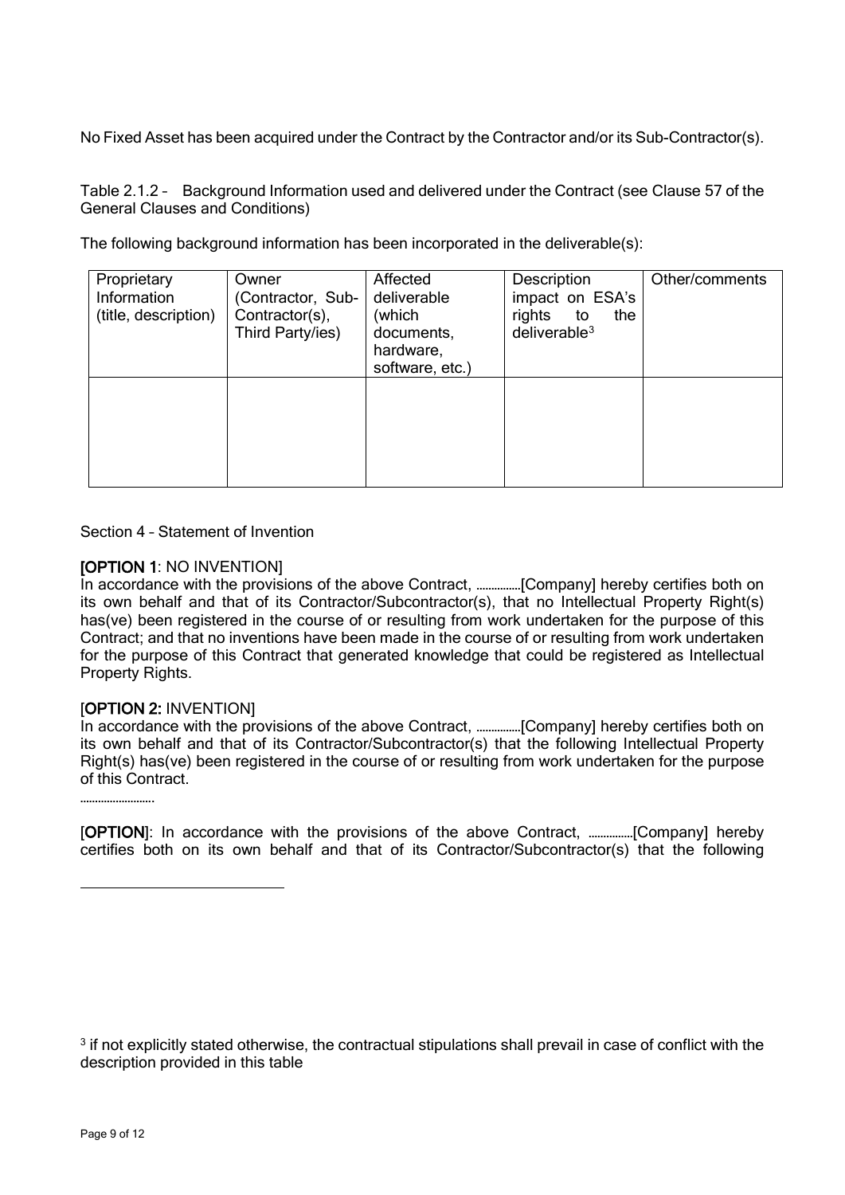No Fixed Asset has been acquired under the Contract by the Contractor and/or its Sub-Contractor(s).

Table 2.1.2 – Background Information used and delivered under the Contract (see Clause 57 of the General Clauses and Conditions)

The following background information has been incorporated in the deliverable(s):

| Proprietary Information (title, description) | Owner (Contractor, Sub-Contractor(s), Third Party/ies) | Affected deliverable (which documents, hardware, software, etc.) | Description impact on ESA's rights to the deliverable[3] | Other/comments |
|---|---|---|---|---|
| | | | | |

Section 4 – Statement of Invention

**[OPTION 1**: NO INVENTION]

In accordance with the provisions of the above Contract, ……………[Company] hereby certifies both on its own behalf and that of its Contractor/Subcontractor(s), that no Intellectual Property Right(s) has(ve) been registered in the course of or resulting from work undertaken for the purpose of this Contract; and that no inventions have been made in the course of or resulting from work undertaken for the purpose of this Contract that generated knowledge that could be registered as Intellectual Property Rights.

[**OPTION 2:** INVENTION]

In accordance with the provisions of the above Contract, ……………[Company] hereby certifies both on its own behalf and that of its Contractor/Subcontractor(s) that the following Intellectual Property Right(s) has(ve) been registered in the course of or resulting from work undertaken for the purpose of this Contract.

…………………….

[**OPTION**]: In accordance with the provisions of the above Contract, ……………[Company] hereby certifies both on its own behalf and that of its Contractor/Subcontractor(s) that the following

[3] if not explicitly stated otherwise, the contractual stipulations shall prevail in case of conflict with the description provided in this table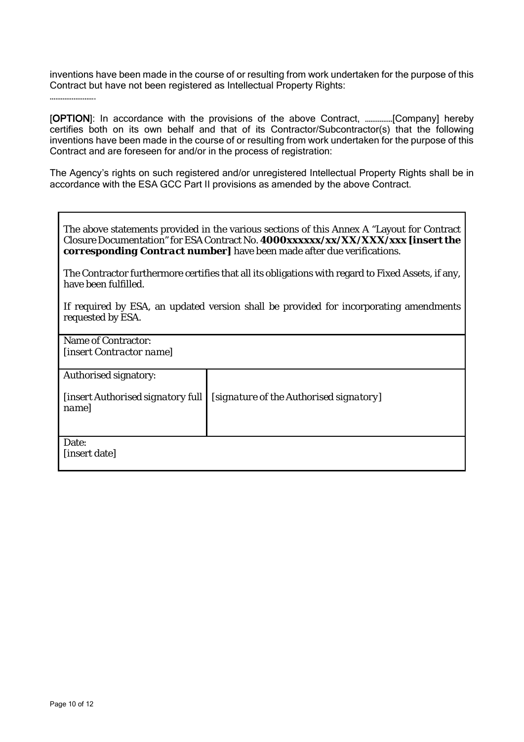inventions have been made in the course of or resulting from work undertaken for the purpose of this Contract but have not been registered as Intellectual Property Rights:

……………………..

[OPTION]: In accordance with the provisions of the above Contract, ……………[Company] hereby certifies both on its own behalf and that of its Contractor/Subcontractor(s) that the following inventions have been made in the course of or resulting from work undertaken for the purpose of this Contract and are foreseen for and/or in the process of registration:

The Agency's rights on such registered and/or unregistered Intellectual Property Rights shall be in accordance with the ESA GCC Part II provisions as amended by the above Contract.

| | |
|---|---|
| The above statements provided in the various sections of this Annex A "Layout for Contract Closure Documentation" for ESA Contract No. **4000xxxxxx/xx/XX/XXX/xxx [insert the corresponding Contract number]** have been made after due verifications.<br><br>The Contractor furthermore certifies that all its obligations with regard to Fixed Assets, if any, have been fulfilled.<br><br>If required by ESA, an updated version shall be provided for incorporating amendments requested by ESA. | |
| Name of Contractor:<br>*[insert Contractor name]* | |
| Authorised signatory:<br><br>*[insert Authorised signatory full name]* | *[signature of the Authorised signatory]* |
| Date:<br>[insert date] | |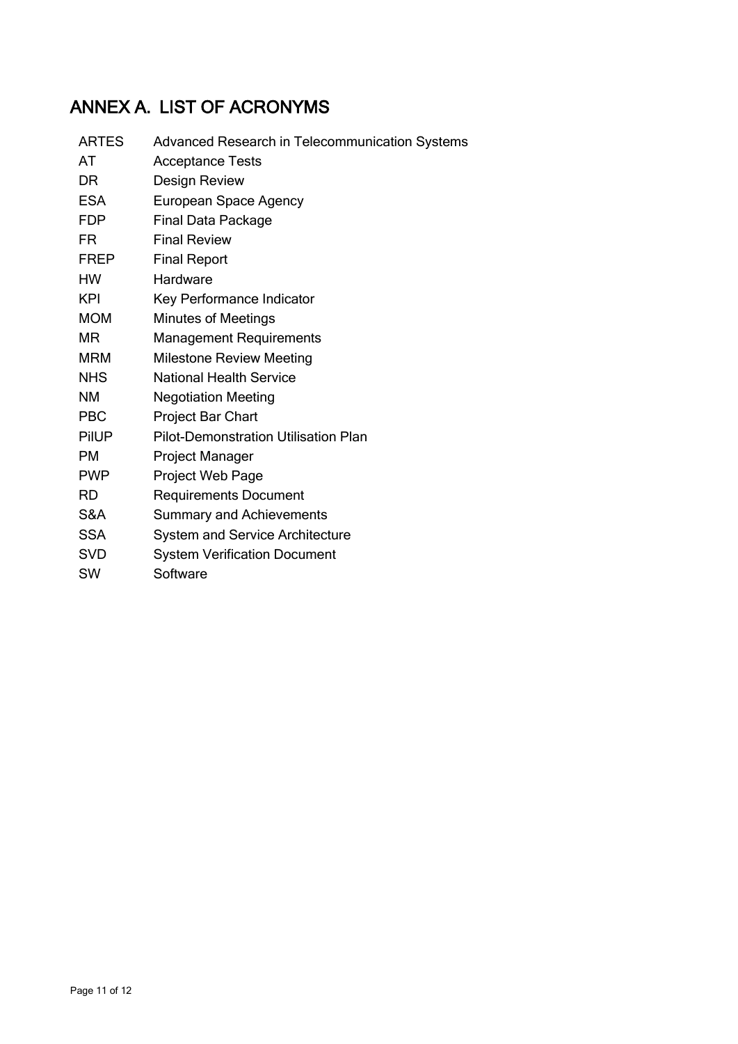# ANNEX A. LIST OF ACRONYMS

| | |
|---|---|
| ARTES | Advanced Research in Telecommunication Systems |
| AT | Acceptance Tests |
| DR | Design Review |
| ESA | European Space Agency |
| FDP | Final Data Package |
| FR | Final Review |
| FREP | Final Report |
| HW | Hardware |
| KPI | Key Performance Indicator |
| MOM | Minutes of Meetings |
| MR | Management Requirements |
| MRM | Milestone Review Meeting |
| NHS | National Health Service |
| NM | Negotiation Meeting |
| PBC | Project Bar Chart |
| PilUP | Pilot-Demonstration Utilisation Plan |
| PM | Project Manager |
| PWP | Project Web Page |
| RD | Requirements Document |
| S&A | Summary and Achievements |
| SSA | System and Service Architecture |
| SVD | System Verification Document |
| SW | Software |